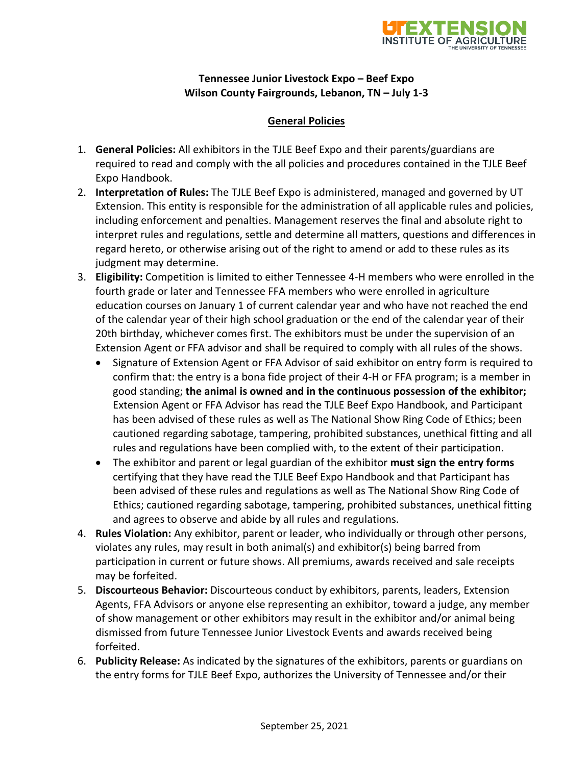**Tennessee Junior Livestock Expo – Beef Expo**
**Wilson County Fairgrounds, Lebanon, TN – July 1-3**

## General Policies

1. **General Policies:** All exhibitors in the TJLE Beef Expo and their parents/guardians are required to read and comply with the all policies and procedures contained in the TJLE Beef Expo Handbook.
2. **Interpretation of Rules:** The TJLE Beef Expo is administered, managed and governed by UT Extension. This entity is responsible for the administration of all applicable rules and policies, including enforcement and penalties. Management reserves the final and absolute right to interpret rules and regulations, settle and determine all matters, questions and differences in regard hereto, or otherwise arising out of the right to amend or add to these rules as its judgment may determine.
3. **Eligibility:** Competition is limited to either Tennessee 4-H members who were enrolled in the fourth grade or later and Tennessee FFA members who were enrolled in agriculture education courses on January 1 of current calendar year and who have not reached the end of the calendar year of their high school graduation or the end of the calendar year of their 20th birthday, whichever comes first. The exhibitors must be under the supervision of an Extension Agent or FFA advisor and shall be required to comply with all rules of the shows.
   - Signature of Extension Agent or FFA Advisor of said exhibitor on entry form is required to confirm that: the entry is a bona fide project of their 4-H or FFA program; is a member in good standing; **the animal is owned and in the continuous possession of the exhibitor;** Extension Agent or FFA Advisor has read the TJLE Beef Expo Handbook, and Participant has been advised of these rules as well as The National Show Ring Code of Ethics; been cautioned regarding sabotage, tampering, prohibited substances, unethical fitting and all rules and regulations have been complied with, to the extent of their participation.
   - The exhibitor and parent or legal guardian of the exhibitor **must sign the entry forms** certifying that they have read the TJLE Beef Expo Handbook and that Participant has been advised of these rules and regulations as well as The National Show Ring Code of Ethics; cautioned regarding sabotage, tampering, prohibited substances, unethical fitting and agrees to observe and abide by all rules and regulations.
4. **Rules Violation:** Any exhibitor, parent or leader, who individually or through other persons, violates any rules, may result in both animal(s) and exhibitor(s) being barred from participation in current or future shows. All premiums, awards received and sale receipts may be forfeited.
5. **Discourteous Behavior:** Discourteous conduct by exhibitors, parents, leaders, Extension Agents, FFA Advisors or anyone else representing an exhibitor, toward a judge, any member of show management or other exhibitors may result in the exhibitor and/or animal being dismissed from future Tennessee Junior Livestock Events and awards received being forfeited.
6. **Publicity Release:** As indicated by the signatures of the exhibitors, parents or guardians on the entry forms for TJLE Beef Expo, authorizes the University of Tennessee and/or their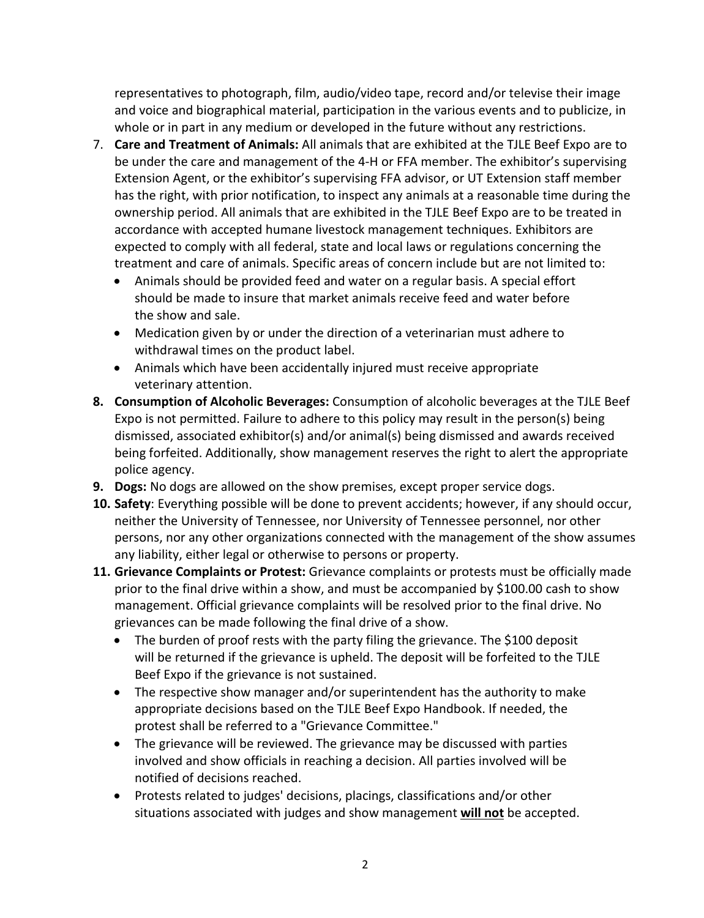representatives to photograph, film, audio/video tape, record and/or televise their image and voice and biographical material, participation in the various events and to publicize, in whole or in part in any medium or developed in the future without any restrictions.

7. **Care and Treatment of Animals:** All animals that are exhibited at the TJLE Beef Expo are to be under the care and management of the 4-H or FFA member. The exhibitor's supervising Extension Agent, or the exhibitor's supervising FFA advisor, or UT Extension staff member has the right, with prior notification, to inspect any animals at a reasonable time during the ownership period. All animals that are exhibited in the TJLE Beef Expo are to be treated in accordance with accepted humane livestock management techniques. Exhibitors are expected to comply with all federal, state and local laws or regulations concerning the treatment and care of animals. Specific areas of concern include but are not limited to:
   - Animals should be provided feed and water on a regular basis. A special effort should be made to insure that market animals receive feed and water before the show and sale.
   - Medication given by or under the direction of a veterinarian must adhere to withdrawal times on the product label.
   - Animals which have been accidentally injured must receive appropriate veterinary attention.
8. **Consumption of Alcoholic Beverages:** Consumption of alcoholic beverages at the TJLE Beef Expo is not permitted. Failure to adhere to this policy may result in the person(s) being dismissed, associated exhibitor(s) and/or animal(s) being dismissed and awards received being forfeited. Additionally, show management reserves the right to alert the appropriate police agency.
9. **Dogs:** No dogs are allowed on the show premises, except proper service dogs.
10. **Safety**: Everything possible will be done to prevent accidents; however, if any should occur, neither the University of Tennessee, nor University of Tennessee personnel, nor other persons, nor any other organizations connected with the management of the show assumes any liability, either legal or otherwise to persons or property.
11. **Grievance Complaints or Protest:** Grievance complaints or protests must be officially made prior to the final drive within a show, and must be accompanied by $100.00 cash to show management. Official grievance complaints will be resolved prior to the final drive. No grievances can be made following the final drive of a show.
    - The burden of proof rests with the party filing the grievance. The $100 deposit will be returned if the grievance is upheld. The deposit will be forfeited to the TJLE Beef Expo if the grievance is not sustained.
    - The respective show manager and/or superintendent has the authority to make appropriate decisions based on the TJLE Beef Expo Handbook. If needed, the protest shall be referred to a "Grievance Committee."
    - The grievance will be reviewed. The grievance may be discussed with parties involved and show officials in reaching a decision. All parties involved will be notified of decisions reached.
    - Protests related to judges' decisions, placings, classifications and/or other situations associated with judges and show management <u>**will not**</u> be accepted.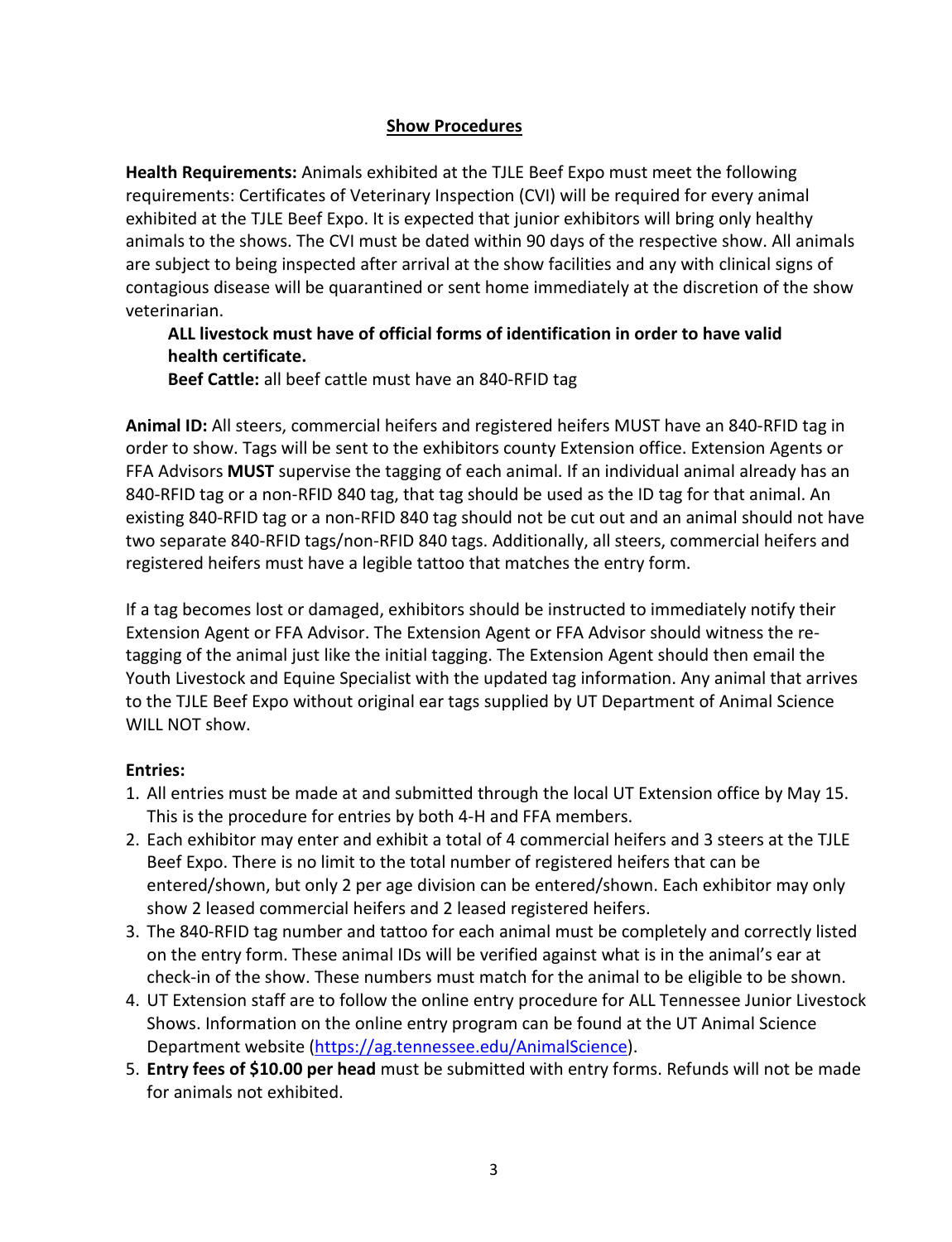## Show Procedures

**Health Requirements:** Animals exhibited at the TJLE Beef Expo must meet the following requirements: Certificates of Veterinary Inspection (CVI) will be required for every animal exhibited at the TJLE Beef Expo. It is expected that junior exhibitors will bring only healthy animals to the shows. The CVI must be dated within 90 days of the respective show. All animals are subject to being inspected after arrival at the show facilities and any with clinical signs of contagious disease will be quarantined or sent home immediately at the discretion of the show veterinarian.

> **ALL livestock must have of official forms of identification in order to have valid health certificate.**
>
> **Beef Cattle:** all beef cattle must have an 840-RFID tag

**Animal ID:** All steers, commercial heifers and registered heifers MUST have an 840-RFID tag in order to show. Tags will be sent to the exhibitors county Extension office. Extension Agents or FFA Advisors **MUST** supervise the tagging of each animal. If an individual animal already has an 840-RFID tag or a non-RFID 840 tag, that tag should be used as the ID tag for that animal. An existing 840-RFID tag or a non-RFID 840 tag should not be cut out and an animal should not have two separate 840-RFID tags/non-RFID 840 tags. Additionally, all steers, commercial heifers and registered heifers must have a legible tattoo that matches the entry form.

If a tag becomes lost or damaged, exhibitors should be instructed to immediately notify their Extension Agent or FFA Advisor. The Extension Agent or FFA Advisor should witness the re-tagging of the animal just like the initial tagging. The Extension Agent should then email the Youth Livestock and Equine Specialist with the updated tag information. Any animal that arrives to the TJLE Beef Expo without original ear tags supplied by UT Department of Animal Science WILL NOT show.

**Entries:**

1. All entries must be made at and submitted through the local UT Extension office by May 15. This is the procedure for entries by both 4-H and FFA members.
2. Each exhibitor may enter and exhibit a total of 4 commercial heifers and 3 steers at the TJLE Beef Expo. There is no limit to the total number of registered heifers that can be entered/shown, but only 2 per age division can be entered/shown. Each exhibitor may only show 2 leased commercial heifers and 2 leased registered heifers.
3. The 840-RFID tag number and tattoo for each animal must be completely and correctly listed on the entry form. These animal IDs will be verified against what is in the animal's ear at check-in of the show. These numbers must match for the animal to be eligible to be shown.
4. UT Extension staff are to follow the online entry procedure for ALL Tennessee Junior Livestock Shows. Information on the online entry program can be found at the UT Animal Science Department website ([https://ag.tennessee.edu/AnimalScience](https://ag.tennessee.edu/AnimalScience)).
5. **Entry fees of $10.00 per head** must be submitted with entry forms. Refunds will not be made for animals not exhibited.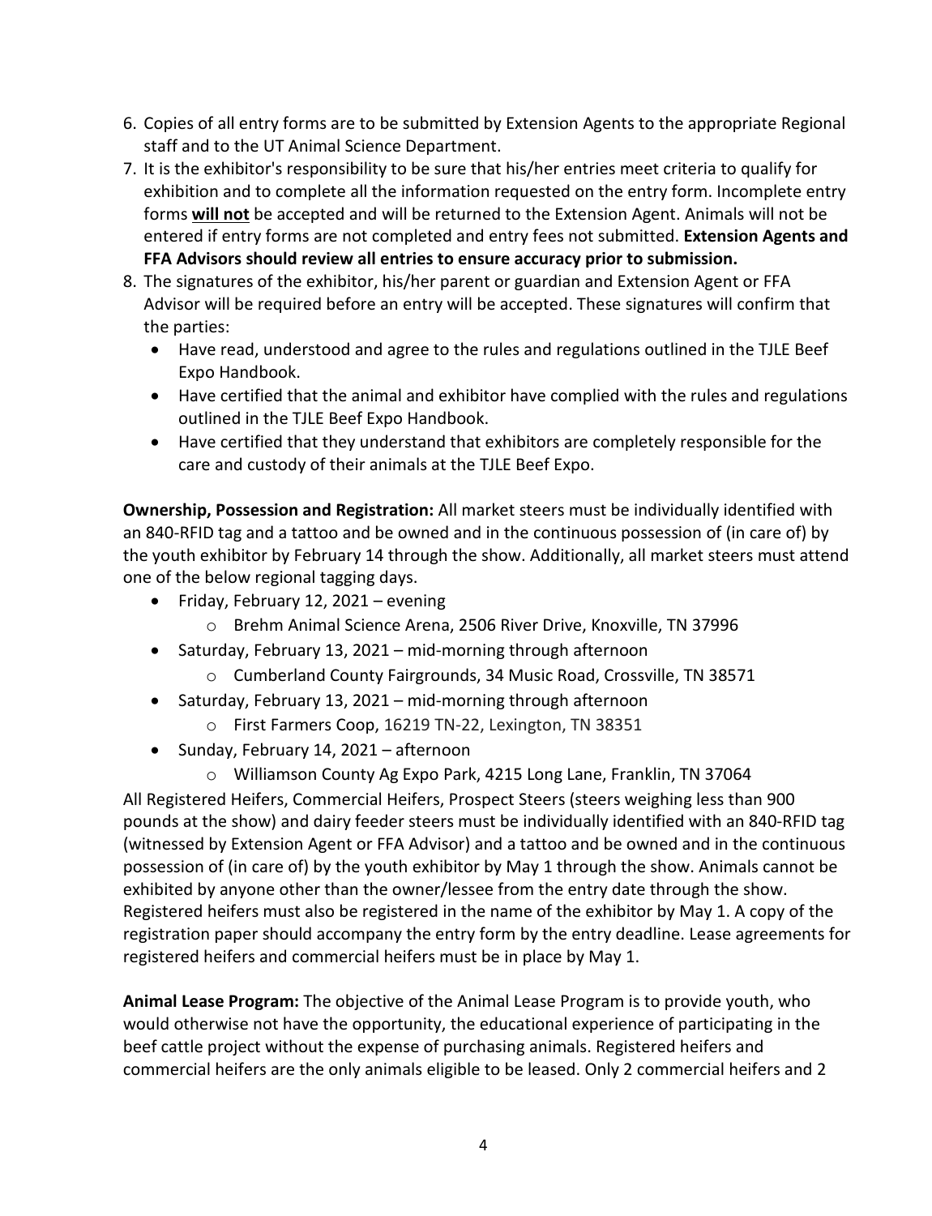6. Copies of all entry forms are to be submitted by Extension Agents to the appropriate Regional staff and to the UT Animal Science Department.
7. It is the exhibitor's responsibility to be sure that his/her entries meet criteria to qualify for exhibition and to complete all the information requested on the entry form. Incomplete entry forms **will not** be accepted and will be returned to the Extension Agent. Animals will not be entered if entry forms are not completed and entry fees not submitted. **Extension Agents and FFA Advisors should review all entries to ensure accuracy prior to submission.**
8. The signatures of the exhibitor, his/her parent or guardian and Extension Agent or FFA Advisor will be required before an entry will be accepted. These signatures will confirm that the parties:
   - Have read, understood and agree to the rules and regulations outlined in the TJLE Beef Expo Handbook.
   - Have certified that the animal and exhibitor have complied with the rules and regulations outlined in the TJLE Beef Expo Handbook.
   - Have certified that they understand that exhibitors are completely responsible for the care and custody of their animals at the TJLE Beef Expo.

**Ownership, Possession and Registration:** All market steers must be individually identified with an 840-RFID tag and a tattoo and be owned and in the continuous possession of (in care of) by the youth exhibitor by February 14 through the show. Additionally, all market steers must attend one of the below regional tagging days.

- Friday, February 12, 2021 – evening
  - Brehm Animal Science Arena, 2506 River Drive, Knoxville, TN 37996
- Saturday, February 13, 2021 – mid-morning through afternoon
  - Cumberland County Fairgrounds, 34 Music Road, Crossville, TN 38571
- Saturday, February 13, 2021 – mid-morning through afternoon
  - First Farmers Coop, 16219 TN-22, Lexington, TN 38351
- Sunday, February 14, 2021 – afternoon
  - Williamson County Ag Expo Park, 4215 Long Lane, Franklin, TN 37064

All Registered Heifers, Commercial Heifers, Prospect Steers (steers weighing less than 900 pounds at the show) and dairy feeder steers must be individually identified with an 840-RFID tag (witnessed by Extension Agent or FFA Advisor) and a tattoo and be owned and in the continuous possession of (in care of) by the youth exhibitor by May 1 through the show. Animals cannot be exhibited by anyone other than the owner/lessee from the entry date through the show. Registered heifers must also be registered in the name of the exhibitor by May 1. A copy of the registration paper should accompany the entry form by the entry deadline. Lease agreements for registered heifers and commercial heifers must be in place by May 1.

**Animal Lease Program:** The objective of the Animal Lease Program is to provide youth, who would otherwise not have the opportunity, the educational experience of participating in the beef cattle project without the expense of purchasing animals. Registered heifers and commercial heifers are the only animals eligible to be leased. Only 2 commercial heifers and 2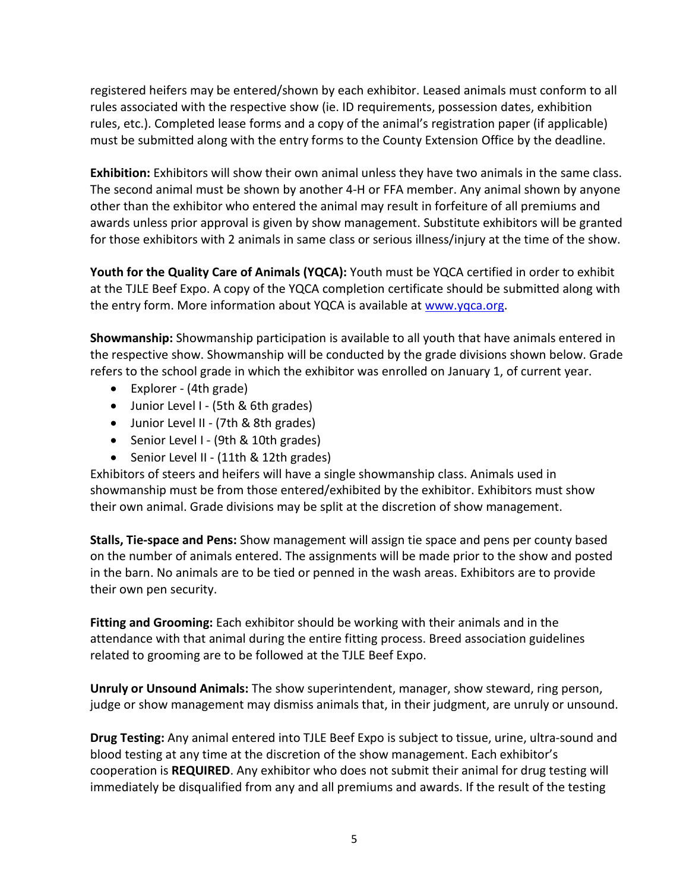registered heifers may be entered/shown by each exhibitor. Leased animals must conform to all rules associated with the respective show (ie. ID requirements, possession dates, exhibition rules, etc.). Completed lease forms and a copy of the animal's registration paper (if applicable) must be submitted along with the entry forms to the County Extension Office by the deadline.

**Exhibition:** Exhibitors will show their own animal unless they have two animals in the same class. The second animal must be shown by another 4-H or FFA member. Any animal shown by anyone other than the exhibitor who entered the animal may result in forfeiture of all premiums and awards unless prior approval is given by show management. Substitute exhibitors will be granted for those exhibitors with 2 animals in same class or serious illness/injury at the time of the show.

**Youth for the Quality Care of Animals (YQCA):** Youth must be YQCA certified in order to exhibit at the TJLE Beef Expo. A copy of the YQCA completion certificate should be submitted along with the entry form. More information about YQCA is available at www.yqca.org.

**Showmanship:** Showmanship participation is available to all youth that have animals entered in the respective show. Showmanship will be conducted by the grade divisions shown below. Grade refers to the school grade in which the exhibitor was enrolled on January 1, of current year.

- Explorer - (4th grade)
- Junior Level I - (5th & 6th grades)
- Junior Level II - (7th & 8th grades)
- Senior Level I - (9th & 10th grades)
- Senior Level II - (11th & 12th grades)

Exhibitors of steers and heifers will have a single showmanship class. Animals used in showmanship must be from those entered/exhibited by the exhibitor. Exhibitors must show their own animal. Grade divisions may be split at the discretion of show management.

**Stalls, Tie-space and Pens:** Show management will assign tie space and pens per county based on the number of animals entered. The assignments will be made prior to the show and posted in the barn. No animals are to be tied or penned in the wash areas. Exhibitors are to provide their own pen security.

**Fitting and Grooming:** Each exhibitor should be working with their animals and in the attendance with that animal during the entire fitting process. Breed association guidelines related to grooming are to be followed at the TJLE Beef Expo.

**Unruly or Unsound Animals:** The show superintendent, manager, show steward, ring person, judge or show management may dismiss animals that, in their judgment, are unruly or unsound.

**Drug Testing:** Any animal entered into TJLE Beef Expo is subject to tissue, urine, ultra-sound and blood testing at any time at the discretion of the show management. Each exhibitor's cooperation is **REQUIRED**. Any exhibitor who does not submit their animal for drug testing will immediately be disqualified from any and all premiums and awards. If the result of the testing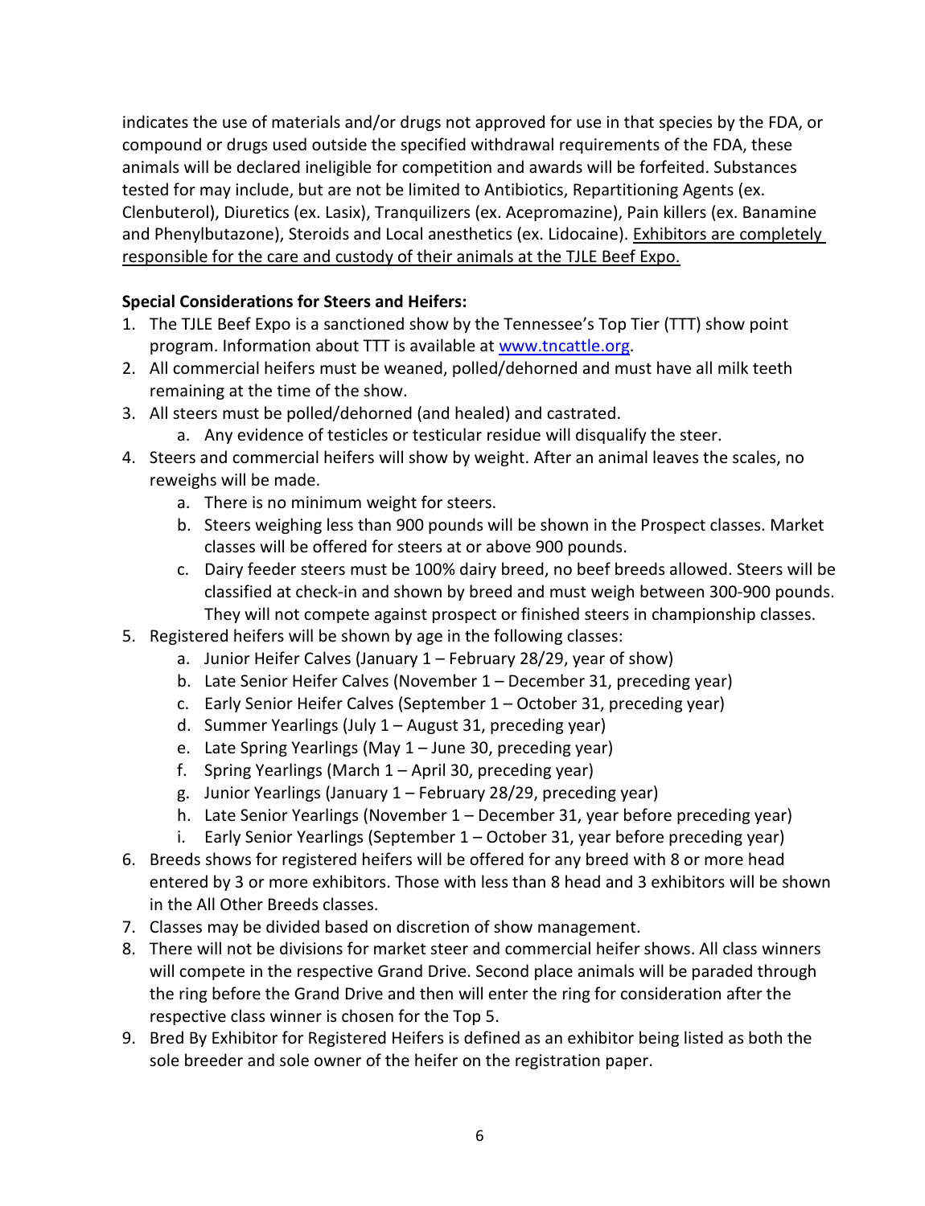indicates the use of materials and/or drugs not approved for use in that species by the FDA, or compound or drugs used outside the specified withdrawal requirements of the FDA, these animals will be declared ineligible for competition and awards will be forfeited. Substances tested for may include, but are not be limited to Antibiotics, Repartitioning Agents (ex. Clenbuterol), Diuretics (ex. Lasix), Tranquilizers (ex. Acepromazine), Pain killers (ex. Banamine and Phenylbutazone), Steroids and Local anesthetics (ex. Lidocaine). Exhibitors are completely responsible for the care and custody of their animals at the TJLE Beef Expo.

**Special Considerations for Steers and Heifers:**

1. The TJLE Beef Expo is a sanctioned show by the Tennessee's Top Tier (TTT) show point program. Information about TTT is available at [www.tncattle.org](http://www.tncattle.org).
2. All commercial heifers must be weaned, polled/dehorned and must have all milk teeth remaining at the time of the show.
3. All steers must be polled/dehorned (and healed) and castrated.
   a. Any evidence of testicles or testicular residue will disqualify the steer.
4. Steers and commercial heifers will show by weight. After an animal leaves the scales, no reweighs will be made.
   a. There is no minimum weight for steers.
   b. Steers weighing less than 900 pounds will be shown in the Prospect classes. Market classes will be offered for steers at or above 900 pounds.
   c. Dairy feeder steers must be 100% dairy breed, no beef breeds allowed. Steers will be classified at check-in and shown by breed and must weigh between 300-900 pounds. They will not compete against prospect or finished steers in championship classes.
5. Registered heifers will be shown by age in the following classes:
   a. Junior Heifer Calves (January 1 – February 28/29, year of show)
   b. Late Senior Heifer Calves (November 1 – December 31, preceding year)
   c. Early Senior Heifer Calves (September 1 – October 31, preceding year)
   d. Summer Yearlings (July 1 – August 31, preceding year)
   e. Late Spring Yearlings (May 1 – June 30, preceding year)
   f. Spring Yearlings (March 1 – April 30, preceding year)
   g. Junior Yearlings (January 1 – February 28/29, preceding year)
   h. Late Senior Yearlings (November 1 – December 31, year before preceding year)
   i. Early Senior Yearlings (September 1 – October 31, year before preceding year)
6. Breeds shows for registered heifers will be offered for any breed with 8 or more head entered by 3 or more exhibitors. Those with less than 8 head and 3 exhibitors will be shown in the All Other Breeds classes.
7. Classes may be divided based on discretion of show management.
8. There will not be divisions for market steer and commercial heifer shows. All class winners will compete in the respective Grand Drive. Second place animals will be paraded through the ring before the Grand Drive and then will enter the ring for consideration after the respective class winner is chosen for the Top 5.
9. Bred By Exhibitor for Registered Heifers is defined as an exhibitor being listed as both the sole breeder and sole owner of the heifer on the registration paper.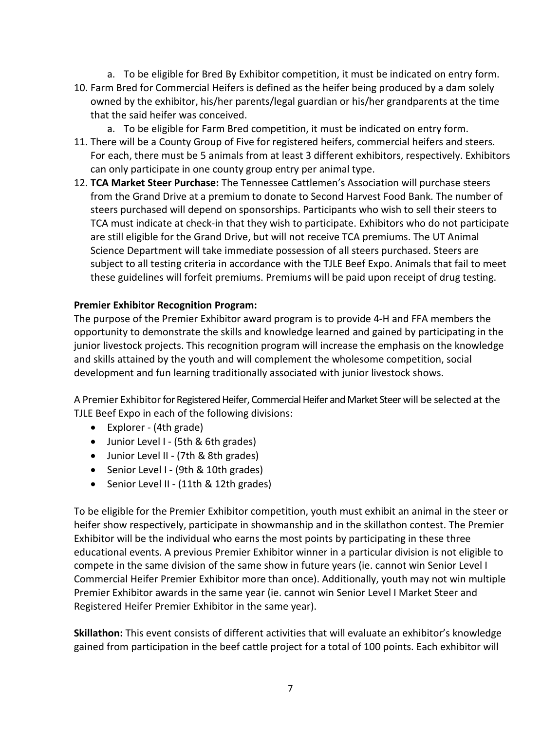a. To be eligible for Bred By Exhibitor competition, it must be indicated on entry form.

10. Farm Bred for Commercial Heifers is defined as the heifer being produced by a dam solely owned by the exhibitor, his/her parents/legal guardian or his/her grandparents at the time that the said heifer was conceived.
    a. To be eligible for Farm Bred competition, it must be indicated on entry form.
11. There will be a County Group of Five for registered heifers, commercial heifers and steers. For each, there must be 5 animals from at least 3 different exhibitors, respectively. Exhibitors can only participate in one county group entry per animal type.
12. **TCA Market Steer Purchase:** The Tennessee Cattlemen's Association will purchase steers from the Grand Drive at a premium to donate to Second Harvest Food Bank. The number of steers purchased will depend on sponsorships. Participants who wish to sell their steers to TCA must indicate at check-in that they wish to participate. Exhibitors who do not participate are still eligible for the Grand Drive, but will not receive TCA premiums. The UT Animal Science Department will take immediate possession of all steers purchased. Steers are subject to all testing criteria in accordance with the TJLE Beef Expo. Animals that fail to meet these guidelines will forfeit premiums. Premiums will be paid upon receipt of drug testing.

**Premier Exhibitor Recognition Program:**

The purpose of the Premier Exhibitor award program is to provide 4-H and FFA members the opportunity to demonstrate the skills and knowledge learned and gained by participating in the junior livestock projects. This recognition program will increase the emphasis on the knowledge and skills attained by the youth and will complement the wholesome competition, social development and fun learning traditionally associated with junior livestock shows.

A Premier Exhibitor for Registered Heifer, Commercial Heifer and Market Steer will be selected at the TJLE Beef Expo in each of the following divisions:

- Explorer - (4th grade)
- Junior Level I - (5th & 6th grades)
- Junior Level II - (7th & 8th grades)
- Senior Level I - (9th & 10th grades)
- Senior Level II - (11th & 12th grades)

To be eligible for the Premier Exhibitor competition, youth must exhibit an animal in the steer or heifer show respectively, participate in showmanship and in the skillathon contest. The Premier Exhibitor will be the individual who earns the most points by participating in these three educational events. A previous Premier Exhibitor winner in a particular division is not eligible to compete in the same division of the same show in future years (ie. cannot win Senior Level I Commercial Heifer Premier Exhibitor more than once). Additionally, youth may not win multiple Premier Exhibitor awards in the same year (ie. cannot win Senior Level I Market Steer and Registered Heifer Premier Exhibitor in the same year).

**Skillathon:** This event consists of different activities that will evaluate an exhibitor's knowledge gained from participation in the beef cattle project for a total of 100 points. Each exhibitor will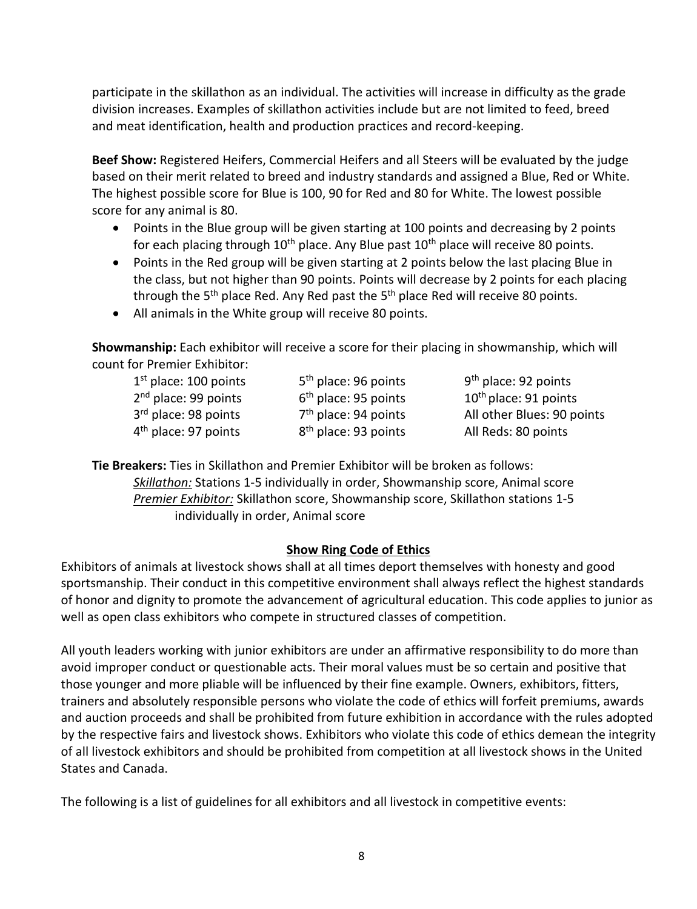participate in the skillathon as an individual. The activities will increase in difficulty as the grade division increases. Examples of skillathon activities include but are not limited to feed, breed and meat identification, health and production practices and record-keeping.

**Beef Show:** Registered Heifers, Commercial Heifers and all Steers will be evaluated by the judge based on their merit related to breed and industry standards and assigned a Blue, Red or White. The highest possible score for Blue is 100, 90 for Red and 80 for White. The lowest possible score for any animal is 80.

- Points in the Blue group will be given starting at 100 points and decreasing by 2 points for each placing through 10th place. Any Blue past 10th place will receive 80 points.
- Points in the Red group will be given starting at 2 points below the last placing Blue in the class, but not higher than 90 points. Points will decrease by 2 points for each placing through the 5th place Red. Any Red past the 5th place Red will receive 80 points.
- All animals in the White group will receive 80 points.

**Showmanship:** Each exhibitor will receive a score for their placing in showmanship, which will count for Premier Exhibitor:

| | | |
|---|---|---|
| 1st place: 100 points | 5th place: 96 points | 9th place: 92 points |
| 2nd place: 99 points | 6th place: 95 points | 10th place: 91 points |
| 3rd place: 98 points | 7th place: 94 points | All other Blues: 90 points |
| 4th place: 97 points | 8th place: 93 points | All Reds: 80 points |

**Tie Breakers:** Ties in Skillathon and Premier Exhibitor will be broken as follows:

*Skillathon:* Stations 1-5 individually in order, Showmanship score, Animal score

*Premier Exhibitor:* Skillathon score, Showmanship score, Skillathon stations 1-5 individually in order, Animal score

## Show Ring Code of Ethics

Exhibitors of animals at livestock shows shall at all times deport themselves with honesty and good sportsmanship. Their conduct in this competitive environment shall always reflect the highest standards of honor and dignity to promote the advancement of agricultural education. This code applies to junior as well as open class exhibitors who compete in structured classes of competition.

All youth leaders working with junior exhibitors are under an affirmative responsibility to do more than avoid improper conduct or questionable acts. Their moral values must be so certain and positive that those younger and more pliable will be influenced by their fine example. Owners, exhibitors, fitters, trainers and absolutely responsible persons who violate the code of ethics will forfeit premiums, awards and auction proceeds and shall be prohibited from future exhibition in accordance with the rules adopted by the respective fairs and livestock shows. Exhibitors who violate this code of ethics demean the integrity of all livestock exhibitors and should be prohibited from competition at all livestock shows in the United States and Canada.

The following is a list of guidelines for all exhibitors and all livestock in competitive events: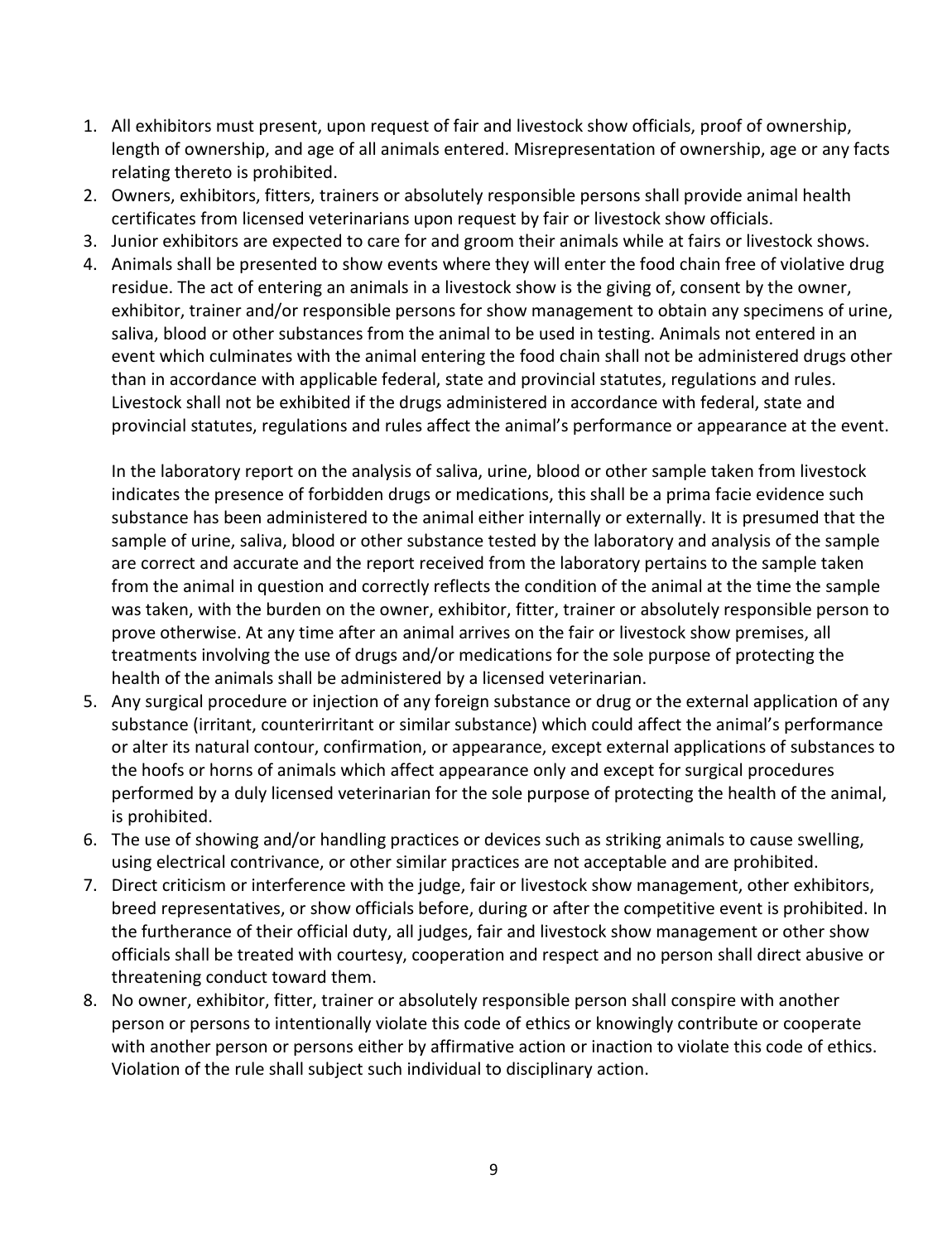1. All exhibitors must present, upon request of fair and livestock show officials, proof of ownership, length of ownership, and age of all animals entered. Misrepresentation of ownership, age or any facts relating thereto is prohibited.
2. Owners, exhibitors, fitters, trainers or absolutely responsible persons shall provide animal health certificates from licensed veterinarians upon request by fair or livestock show officials.
3. Junior exhibitors are expected to care for and groom their animals while at fairs or livestock shows.
4. Animals shall be presented to show events where they will enter the food chain free of violative drug residue. The act of entering an animals in a livestock show is the giving of, consent by the owner, exhibitor, trainer and/or responsible persons for show management to obtain any specimens of urine, saliva, blood or other substances from the animal to be used in testing. Animals not entered in an event which culminates with the animal entering the food chain shall not be administered drugs other than in accordance with applicable federal, state and provincial statutes, regulations and rules. Livestock shall not be exhibited if the drugs administered in accordance with federal, state and provincial statutes, regulations and rules affect the animal's performance or appearance at the event.

   In the laboratory report on the analysis of saliva, urine, blood or other sample taken from livestock indicates the presence of forbidden drugs or medications, this shall be a prima facie evidence such substance has been administered to the animal either internally or externally. It is presumed that the sample of urine, saliva, blood or other substance tested by the laboratory and analysis of the sample are correct and accurate and the report received from the laboratory pertains to the sample taken from the animal in question and correctly reflects the condition of the animal at the time the sample was taken, with the burden on the owner, exhibitor, fitter, trainer or absolutely responsible person to prove otherwise. At any time after an animal arrives on the fair or livestock show premises, all treatments involving the use of drugs and/or medications for the sole purpose of protecting the health of the animals shall be administered by a licensed veterinarian.
5. Any surgical procedure or injection of any foreign substance or drug or the external application of any substance (irritant, counterirritant or similar substance) which could affect the animal's performance or alter its natural contour, confirmation, or appearance, except external applications of substances to the hoofs or horns of animals which affect appearance only and except for surgical procedures performed by a duly licensed veterinarian for the sole purpose of protecting the health of the animal, is prohibited.
6. The use of showing and/or handling practices or devices such as striking animals to cause swelling, using electrical contrivance, or other similar practices are not acceptable and are prohibited.
7. Direct criticism or interference with the judge, fair or livestock show management, other exhibitors, breed representatives, or show officials before, during or after the competitive event is prohibited. In the furtherance of their official duty, all judges, fair and livestock show management or other show officials shall be treated with courtesy, cooperation and respect and no person shall direct abusive or threatening conduct toward them.
8. No owner, exhibitor, fitter, trainer or absolutely responsible person shall conspire with another person or persons to intentionally violate this code of ethics or knowingly contribute or cooperate with another person or persons either by affirmative action or inaction to violate this code of ethics. Violation of the rule shall subject such individual to disciplinary action.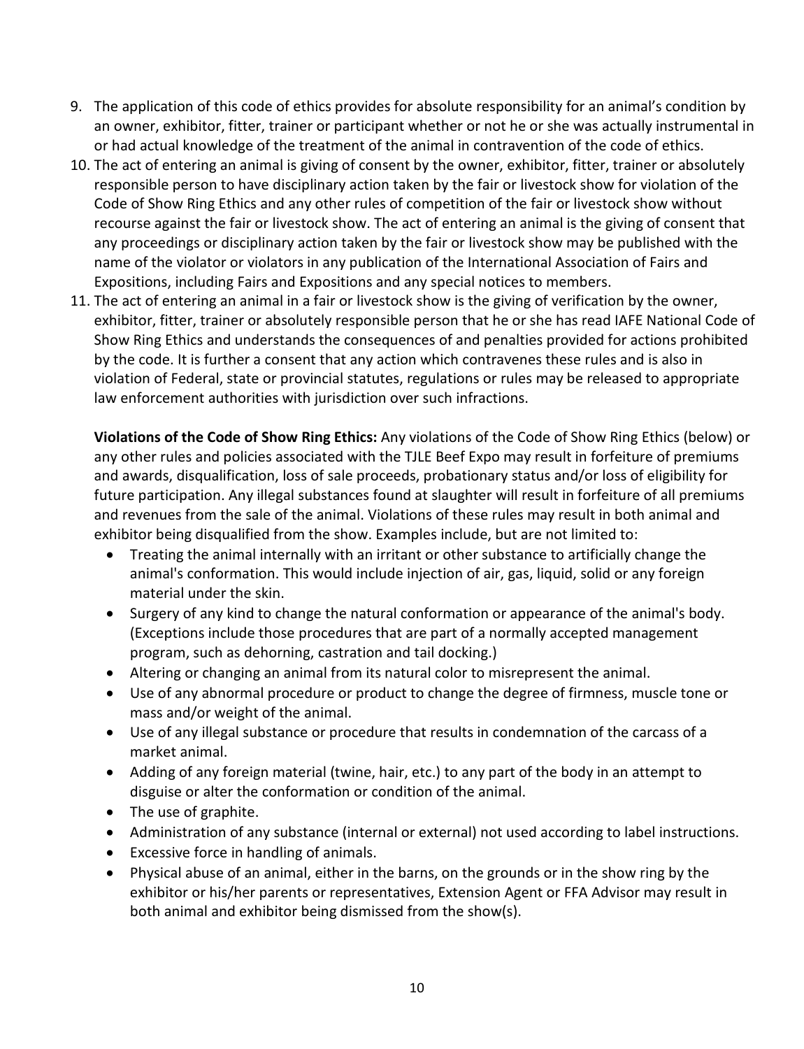9. The application of this code of ethics provides for absolute responsibility for an animal's condition by an owner, exhibitor, fitter, trainer or participant whether or not he or she was actually instrumental in or had actual knowledge of the treatment of the animal in contravention of the code of ethics.
10. The act of entering an animal is giving of consent by the owner, exhibitor, fitter, trainer or absolutely responsible person to have disciplinary action taken by the fair or livestock show for violation of the Code of Show Ring Ethics and any other rules of competition of the fair or livestock show without recourse against the fair or livestock show. The act of entering an animal is the giving of consent that any proceedings or disciplinary action taken by the fair or livestock show may be published with the name of the violator or violators in any publication of the International Association of Fairs and Expositions, including Fairs and Expositions and any special notices to members.
11. The act of entering an animal in a fair or livestock show is the giving of verification by the owner, exhibitor, fitter, trainer or absolutely responsible person that he or she has read IAFE National Code of Show Ring Ethics and understands the consequences of and penalties provided for actions prohibited by the code. It is further a consent that any action which contravenes these rules and is also in violation of Federal, state or provincial statutes, regulations or rules may be released to appropriate law enforcement authorities with jurisdiction over such infractions.

    **Violations of the Code of Show Ring Ethics:** Any violations of the Code of Show Ring Ethics (below) or any other rules and policies associated with the TJLE Beef Expo may result in forfeiture of premiums and awards, disqualification, loss of sale proceeds, probationary status and/or loss of eligibility for future participation. Any illegal substances found at slaughter will result in forfeiture of all premiums and revenues from the sale of the animal. Violations of these rules may result in both animal and exhibitor being disqualified from the show. Examples include, but are not limited to:

    - Treating the animal internally with an irritant or other substance to artificially change the animal's conformation. This would include injection of air, gas, liquid, solid or any foreign material under the skin.
    - Surgery of any kind to change the natural conformation or appearance of the animal's body. (Exceptions include those procedures that are part of a normally accepted management program, such as dehorning, castration and tail docking.)
    - Altering or changing an animal from its natural color to misrepresent the animal.
    - Use of any abnormal procedure or product to change the degree of firmness, muscle tone or mass and/or weight of the animal.
    - Use of any illegal substance or procedure that results in condemnation of the carcass of a market animal.
    - Adding of any foreign material (twine, hair, etc.) to any part of the body in an attempt to disguise or alter the conformation or condition of the animal.
    - The use of graphite.
    - Administration of any substance (internal or external) not used according to label instructions.
    - Excessive force in handling of animals.
    - Physical abuse of an animal, either in the barns, on the grounds or in the show ring by the exhibitor or his/her parents or representatives, Extension Agent or FFA Advisor may result in both animal and exhibitor being dismissed from the show(s).